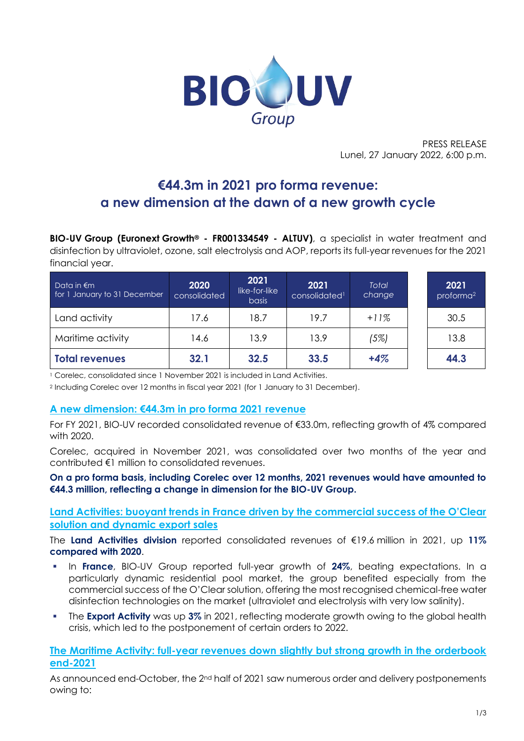PRESS RELEASE
Lunel, 27 January 2022, 6:00 p.m.

# €44.3m in 2021 pro forma revenue: a new dimension at the dawn of a new growth cycle

**BIO-UV Group (Euronext Growth® - FR001334549 - ALTUV)**, a specialist in water treatment and disinfection by ultraviolet, ozone, salt electrolysis and AOP, reports its full-year revenues for the 2021 financial year.

| Data in €m for 1 January to 31 December | 2020 consolidated | 2021 like-for-like basis | 2021 consolidated[1] | *Total change* | 2021 proforma[2] |
|---|---|---|---|---|---|
| Land activity | 17.6 | 18.7 | 19.7 | *+11%* | 30.5 |
| Maritime activity | 14.6 | 13.9 | 13.9 | *(5%)* | 13.8 |
| **Total revenues** | **32.1** | **32.5** | **33.5** | ***+4%*** | **44.3** |

[1] Corelec, consolidated since 1 November 2021 is included in Land Activities.

[2] Including Corelec over 12 months in fiscal year 2021 (for 1 January to 31 December).

## A new dimension: €44.3m in pro forma 2021 revenue

For FY 2021, BIO-UV recorded consolidated revenue of €33.0m, reflecting growth of 4% compared with 2020.

Corelec, acquired in November 2021, was consolidated over two months of the year and contributed €1 million to consolidated revenues.

**On a pro forma basis, including Corelec over 12 months, 2021 revenues would have amounted to €44.3 million, reflecting a change in dimension for the BIO-UV Group.**

## Land Activities: buoyant trends in France driven by the commercial success of the O'Clear solution and dynamic export sales

The **Land Activities division** reported consolidated revenues of €19.6 million in 2021, up **11% compared with 2020**.

- In **France**, BIO-UV Group reported full-year growth of **24%**, beating expectations. In a particularly dynamic residential pool market, the group benefited especially from the commercial success of the O'Clear solution, offering the most recognised chemical-free water disinfection technologies on the market (ultraviolet and electrolysis with very low salinity).
- The **Export Activity** was up **3%** in 2021, reflecting moderate growth owing to the global health crisis, which led to the postponement of certain orders to 2022.

## The Maritime Activity: full-year revenues down slightly but strong growth in the orderbook end-2021

As announced end-October, the 2nd half of 2021 saw numerous order and delivery postponements owing to: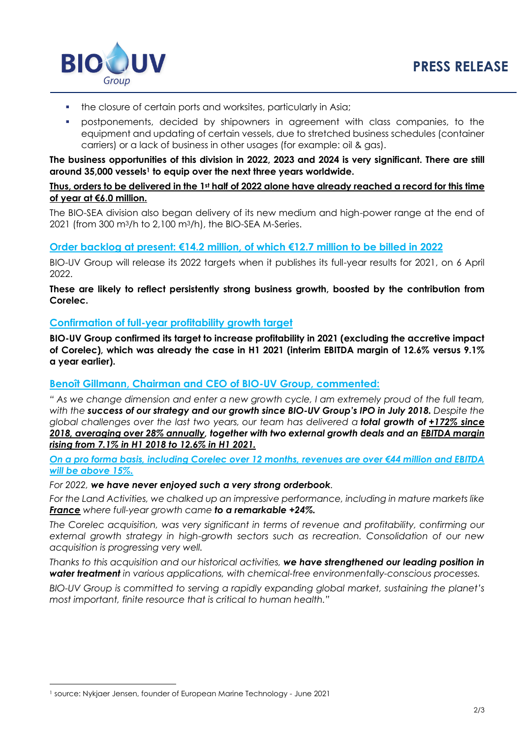- the closure of certain ports and worksites, particularly in Asia;
- postponements, decided by shipowners in agreement with class companies, to the equipment and updating of certain vessels, due to stretched business schedules (container carriers) or a lack of business in other usages (for example: oil & gas).

**The business opportunities of this division in 2022, 2023 and 2024 is very significant. There are still around 35,000 vessels[1] to equip over the next three years worldwide.**

**Thus, orders to be delivered in the 1st half of 2022 alone have already reached a record for this time of year at €6.0 million.**

The BIO-SEA division also began delivery of its new medium and high-power range at the end of 2021 (from 300 m³/h to 2,100 m³/h), the BIO-SEA M-Series.

## Order backlog at present: €14.2 million, of which €12.7 million to be billed in 2022

BIO-UV Group will release its 2022 targets when it publishes its full-year results for 2021, on 6 April 2022.

**These are likely to reflect persistently strong business growth, boosted by the contribution from Corelec.**

## Confirmation of full-year profitability growth target

**BIO-UV Group confirmed its target to increase profitability in 2021 (excluding the accretive impact of Corelec), which was already the case in H1 2021 (interim EBITDA margin of 12.6% versus 9.1% a year earlier).**

## Benoît Gillmann, Chairman and CEO of BIO-UV Group, commented:

*" As we change dimension and enter a new growth cycle, I am extremely proud of the full team, with the **success of our strategy and our growth since BIO-UV Group's IPO in July 2018.** Despite the global challenges over the last two years, our team has delivered a **total growth of +172% since 2018, averaging over 28% annually**, **together with two external growth deals and an EBITDA margin rising from 7.1% in H1 2018 to 12.6% in H1 2021.***

*On a pro forma basis, including Corelec over 12 months, revenues are over €44 million and EBITDA will be above 15%.*

*For 2022, **we have never enjoyed such a very strong orderbook**.*

*For the Land Activities, we chalked up an impressive performance, including in mature markets like **France** where full-year growth came **to a remarkable +24%.***

*The Corelec acquisition, was very significant in terms of revenue and profitability, confirming our external growth strategy in high-growth sectors such as recreation. Consolidation of our new acquisition is progressing very well.*

*Thanks to this acquisition and our historical activities, **we have strengthened our leading position in water treatment** in various applications, with chemical-free environmentally-conscious processes.*

*BIO-UV Group is committed to serving a rapidly expanding global market, sustaining the planet's most important, finite resource that is critical to human health."*

---

[1] source: Nykjaer Jensen, founder of European Marine Technology - June 2021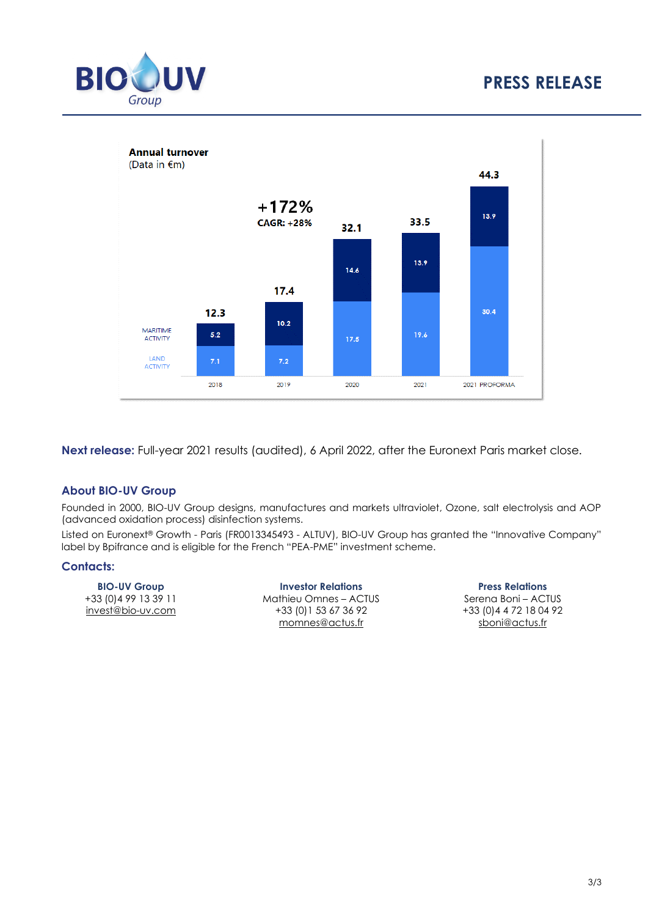**Annual turnover**
(Data in €m)

+172%
CAGR: +28%

MARITIME ACTIVITY
LAND ACTIVITY

2018: 12.3 (5.2 / 7.1)
2019: 17.4 (10.2 / 7.2)
2020: 32.1 (14.6 / 17.5)
2021: 33.5 (13.9 / 19.6)
2021 PROFORMA: 44.3 (13.9 / 30.4)

**Next release:** Full-year 2021 results (audited), 6 April 2022, after the Euronext Paris market close.

## About BIO-UV Group

Founded in 2000, BIO-UV Group designs, manufactures and markets ultraviolet, Ozone, salt electrolysis and AOP (advanced oxidation process) disinfection systems.

Listed on Euronext® Growth - Paris (FR0013345493 - ALTUV), BIO-UV Group has granted the "Innovative Company" label by Bpifrance and is eligible for the French "PEA-PME" investment scheme.

## Contacts:

**BIO-UV Group**
+33 (0)4 99 13 39 11
invest@bio-uv.com

**Investor Relations**
Mathieu Omnes – ACTUS
+33 (0)1 53 67 36 92
momnes@actus.fr

**Press Relations**
Serena Boni – ACTUS
+33 (0)4 4 72 18 04 92
sboni@actus.fr